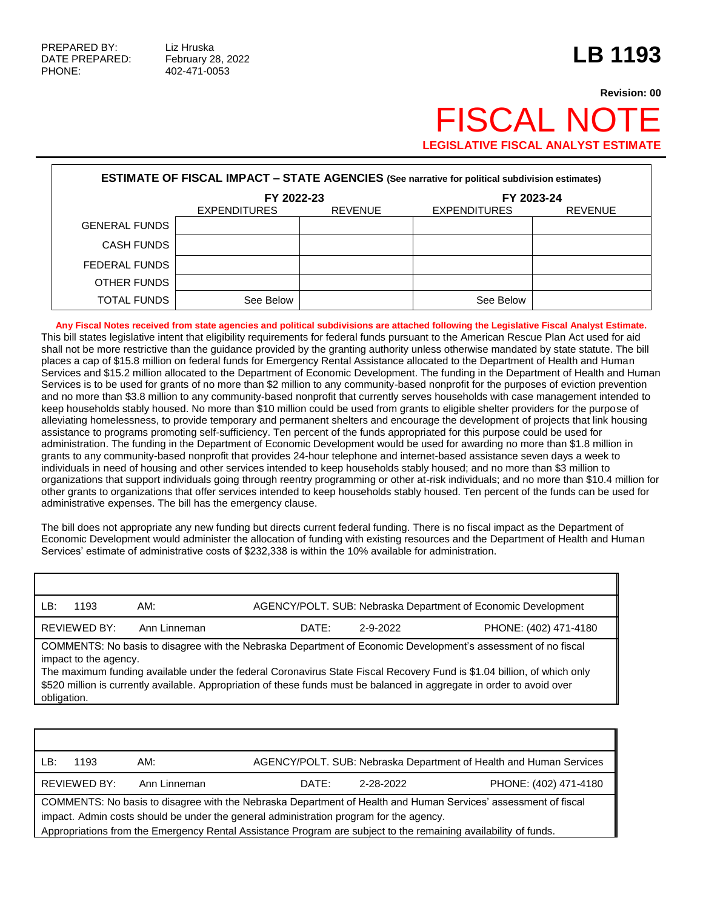PREPARED BY: Liz Hruska
DATE PREPARED: February 28, 2022
PHONE: 402-471-0053

# LB 1193

**Revision: 00**

# FISCAL NOTE

**LEGISLATIVE FISCAL ANALYST ESTIMATE**

**ESTIMATE OF FISCAL IMPACT – STATE AGENCIES** (See narrative for political subdivision estimates)

| | FY 2022-23 | | FY 2023-24 | |
|---|---|---|---|---|
| | EXPENDITURES | REVENUE | EXPENDITURES | REVENUE |
| GENERAL FUNDS | | | | |
| CASH FUNDS | | | | |
| FEDERAL FUNDS | | | | |
| OTHER FUNDS | | | | |
| TOTAL FUNDS | See Below | | See Below | |

**Any Fiscal Notes received from state agencies and political subdivisions are attached following the Legislative Fiscal Analyst Estimate.**

This bill states legislative intent that eligibility requirements for federal funds pursuant to the American Rescue Plan Act used for aid shall not be more restrictive than the guidance provided by the granting authority unless otherwise mandated by state statute. The bill places a cap of $15.8 million on federal funds for Emergency Rental Assistance allocated to the Department of Health and Human Services and $15.2 million allocated to the Department of Economic Development. The funding in the Department of Health and Human Services is to be used for grants of no more than $2 million to any community-based nonprofit for the purposes of eviction prevention and no more than $3.8 million to any community-based nonprofit that currently serves households with case management intended to keep households stably housed. No more than $10 million could be used from grants to eligible shelter providers for the purpose of alleviating homelessness, to provide temporary and permanent shelters and encourage the development of projects that link housing assistance to programs promoting self-sufficiency. Ten percent of the funds appropriated for this purpose could be used for administration. The funding in the Department of Economic Development would be used for awarding no more than $1.8 million in grants to any community-based nonprofit that provides 24-hour telephone and internet-based assistance seven days a week to individuals in need of housing and other services intended to keep households stably housed; and no more than $3 million to organizations that support individuals going through reentry programming or other at-risk individuals; and no more than $10.4 million for other grants to organizations that offer services intended to keep households stably housed. Ten percent of the funds can be used for administrative expenses. The bill has the emergency clause.

The bill does not appropriate any new funding but directs current federal funding. There is no fiscal impact as the Department of Economic Development would administer the allocation of funding with existing resources and the Department of Health and Human Services' estimate of administrative costs of $232,338 is within the 10% available for administration.

| LB: 1193 | AM: | AGENCY/POLT. SUB: Nebraska Department of Economic Development |
|---|---|---|
| REVIEWED BY: Ann Linneman | DATE: 2-9-2022 | PHONE: (402) 471-4180 |

COMMENTS: No basis to disagree with the Nebraska Department of Economic Development's assessment of no fiscal impact to the agency.
The maximum funding available under the federal Coronavirus State Fiscal Recovery Fund is $1.04 billion, of which only $520 million is currently available. Appropriation of these funds must be balanced in aggregate in order to avoid over obligation.

| LB: 1193 | AM: | AGENCY/POLT. SUB: Nebraska Department of Health and Human Services |
|---|---|---|
| REVIEWED BY: Ann Linneman | DATE: 2-28-2022 | PHONE: (402) 471-4180 |

COMMENTS: No basis to disagree with the Nebraska Department of Health and Human Services' assessment of fiscal impact. Admin costs should be under the general administration program for the agency.
Appropriations from the Emergency Rental Assistance Program are subject to the remaining availability of funds.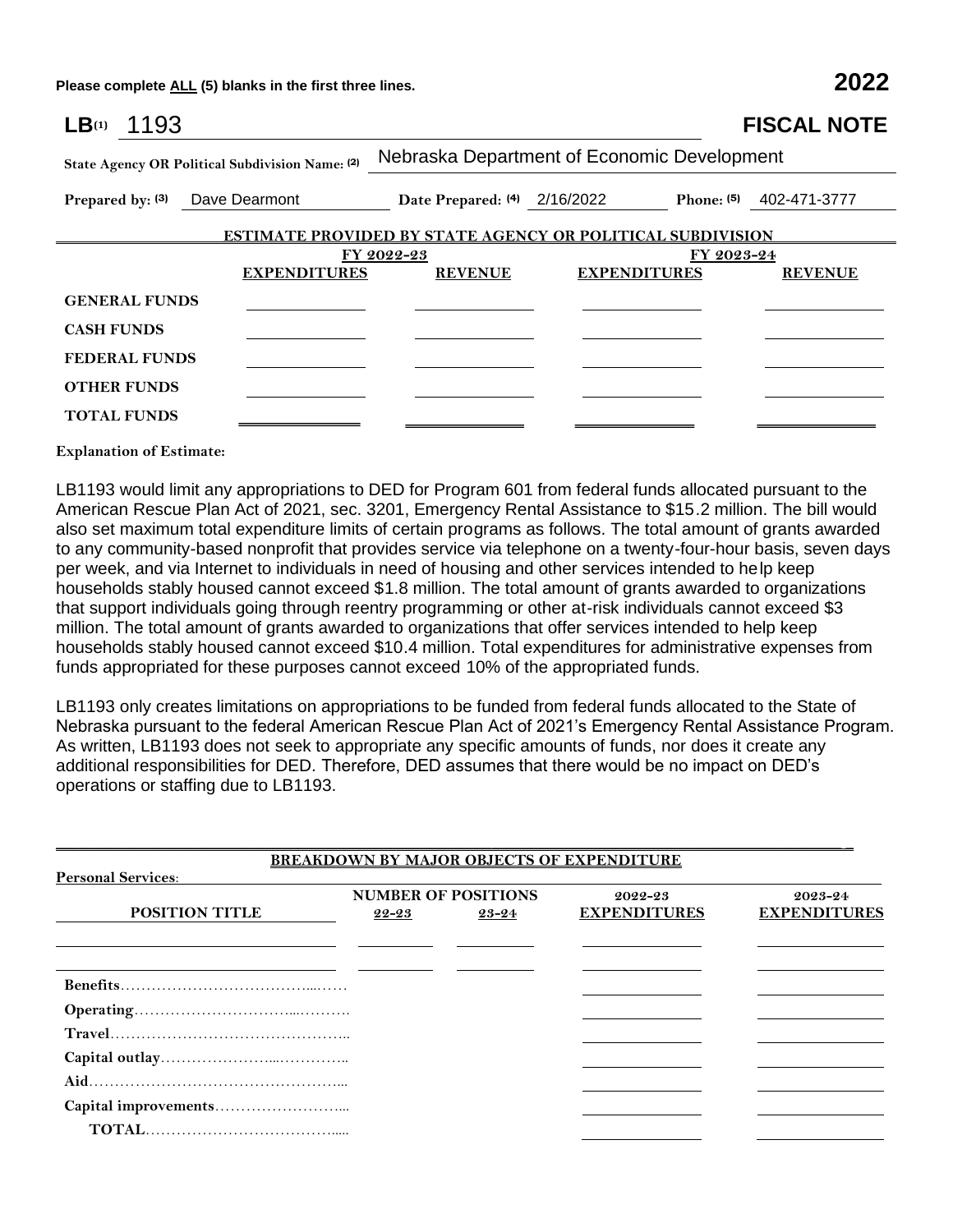Please complete ALL (5) blanks in the first three lines. **2022**

**LB**(1) 1193 **FISCAL NOTE**

**State Agency OR Political Subdivision Name: (2)** Nebraska Department of Economic Development

**Prepared by: (3)** Dave Dearmont **Date Prepared: (4)** 2/16/2022 **Phone: (5)** 402-471-3777

**ESTIMATE PROVIDED BY STATE AGENCY OR POLITICAL SUBDIVISION**

| | FY 2022-23 | | FY 2023-24 | |
|---|---|---|---|---|
| | **EXPENDITURES** | **REVENUE** | **EXPENDITURES** | **REVENUE** |
| **GENERAL FUNDS** | | | | |
| **CASH FUNDS** | | | | |
| **FEDERAL FUNDS** | | | | |
| **OTHER FUNDS** | | | | |
| **TOTAL FUNDS** | | | | |

**Explanation of Estimate:**

LB1193 would limit any appropriations to DED for Program 601 from federal funds allocated pursuant to the American Rescue Plan Act of 2021, sec. 3201, Emergency Rental Assistance to $15.2 million. The bill would also set maximum total expenditure limits of certain programs as follows. The total amount of grants awarded to any community-based nonprofit that provides service via telephone on a twenty-four-hour basis, seven days per week, and via Internet to individuals in need of housing and other services intended to help keep households stably housed cannot exceed $1.8 million. The total amount of grants awarded to organizations that support individuals going through reentry programming or other at-risk individuals cannot exceed $3 million. The total amount of grants awarded to organizations that offer services intended to help keep households stably housed cannot exceed $10.4 million. Total expenditures for administrative expenses from funds appropriated for these purposes cannot exceed 10% of the appropriated funds.

LB1193 only creates limitations on appropriations to be funded from federal funds allocated to the State of Nebraska pursuant to the federal American Rescue Plan Act of 2021's Emergency Rental Assistance Program. As written, LB1193 does not seek to appropriate any specific amounts of funds, nor does it create any additional responsibilities for DED. Therefore, DED assumes that there would be no impact on DED's operations or staffing due to LB1193.

**BREAKDOWN BY MAJOR OBJECTS OF EXPENDITURE**

**Personal Services:**

| **POSITION TITLE** | **NUMBER OF POSITIONS 22-23** | **NUMBER OF POSITIONS 23-24** | **2022-23 EXPENDITURES** | **2023-24 EXPENDITURES** |
|---|---|---|---|---|
| | | | | |
| | | | | |
| **Benefits** | | | | |
| **Operating** | | | | |
| **Travel** | | | | |
| **Capital outlay** | | | | |
| **Aid** | | | | |
| **Capital improvements** | | | | |
| **TOTAL** | | | | |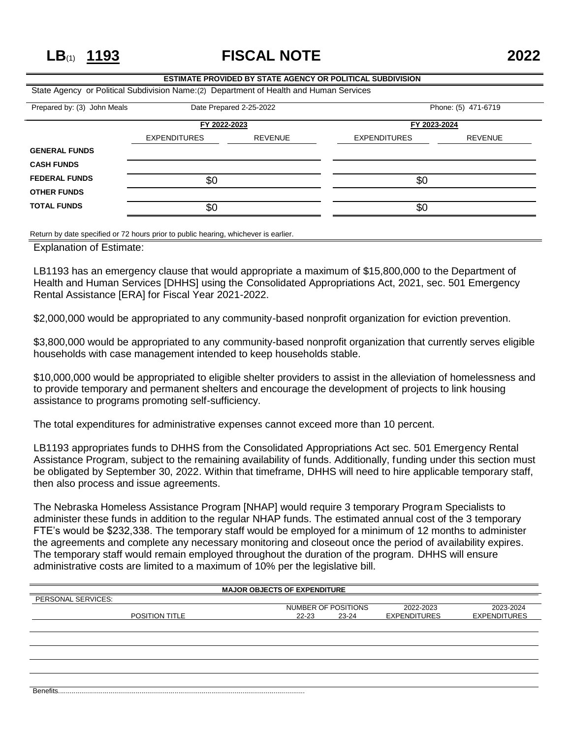# LB(1) 1193 FISCAL NOTE 2022

**ESTIMATE PROVIDED BY STATE AGENCY OR POLITICAL SUBDIVISION**

State Agency or Political Subdivision Name:(2) Department of Health and Human Services

Prepared by: (3) John Meals | Date Prepared 2-25-2022 | Phone: (5) 471-6719

| | FY 2022-2023 | | FY 2023-2024 | |
|---|---|---|---|---|
| | EXPENDITURES | REVENUE | EXPENDITURES | REVENUE |
| **GENERAL FUNDS** | | | | |
| **CASH FUNDS** | | | | |
| **FEDERAL FUNDS** | $0 | | $0 | |
| **OTHER FUNDS** | | | | |
| **TOTAL FUNDS** | $0 | | $0 | |

Return by date specified or 72 hours prior to public hearing, whichever is earlier.

Explanation of Estimate:

LB1193 has an emergency clause that would appropriate a maximum of $15,800,000 to the Department of Health and Human Services [DHHS] using the Consolidated Appropriations Act, 2021, sec. 501 Emergency Rental Assistance [ERA] for Fiscal Year 2021-2022.

$2,000,000 would be appropriated to any community-based nonprofit organization for eviction prevention.

$3,800,000 would be appropriated to any community-based nonprofit organization that currently serves eligible households with case management intended to keep households stable.

$10,000,000 would be appropriated to eligible shelter providers to assist in the alleviation of homelessness and to provide temporary and permanent shelters and encourage the development of projects to link housing assistance to programs promoting self-sufficiency.

The total expenditures for administrative expenses cannot exceed more than 10 percent.

LB1193 appropriates funds to DHHS from the Consolidated Appropriations Act sec. 501 Emergency Rental Assistance Program, subject to the remaining availability of funds. Additionally, funding under this section must be obligated by September 30, 2022. Within that timeframe, DHHS will need to hire applicable temporary staff, then also process and issue agreements.

The Nebraska Homeless Assistance Program [NHAP] would require 3 temporary Program Specialists to administer these funds in addition to the regular NHAP funds. The estimated annual cost of the 3 temporary FTE's would be $232,338. The temporary staff would be employed for a minimum of 12 months to administer the agreements and complete any necessary monitoring and closeout once the period of availability expires. The temporary staff would remain employed throughout the duration of the program. DHHS will ensure administrative costs are limited to a maximum of 10% per the legislative bill.

**MAJOR OBJECTS OF EXPENDITURE**

PERSONAL SERVICES:

| POSITION TITLE | NUMBER OF POSITIONS 22-23 | NUMBER OF POSITIONS 23-24 | 2022-2023 EXPENDITURES | 2023-2024 EXPENDITURES |
|---|---|---|---|---|
| | | | | |
| | | | | |
| | | | | |
| | | | | |
| Benefits | | | | |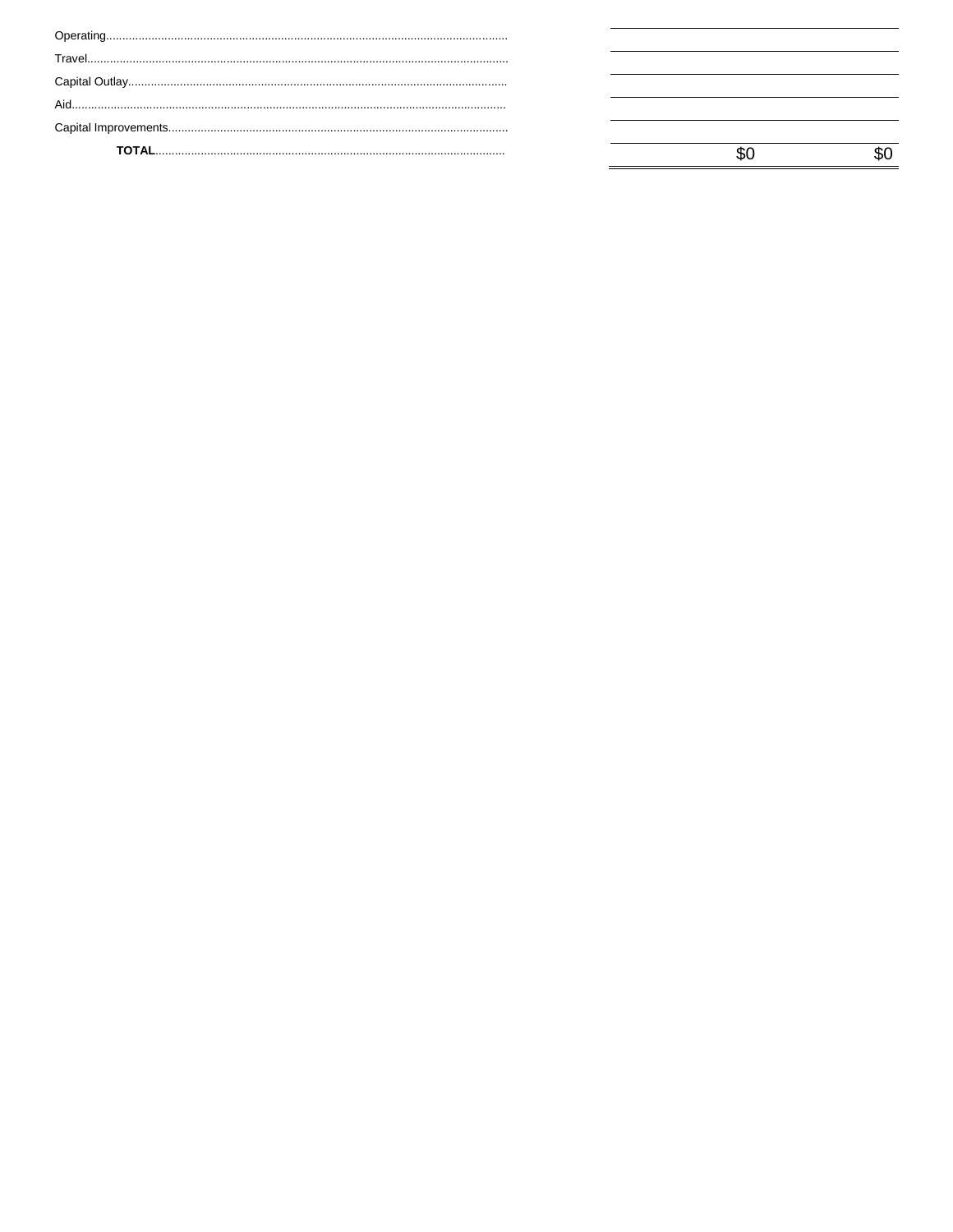| | | |
|---|---|---|
| Operating | | |
| Travel | | |
| Capital Outlay | | |
| Aid | | |
| Capital Improvements | | |
| **TOTAL** | $0 | $0 |